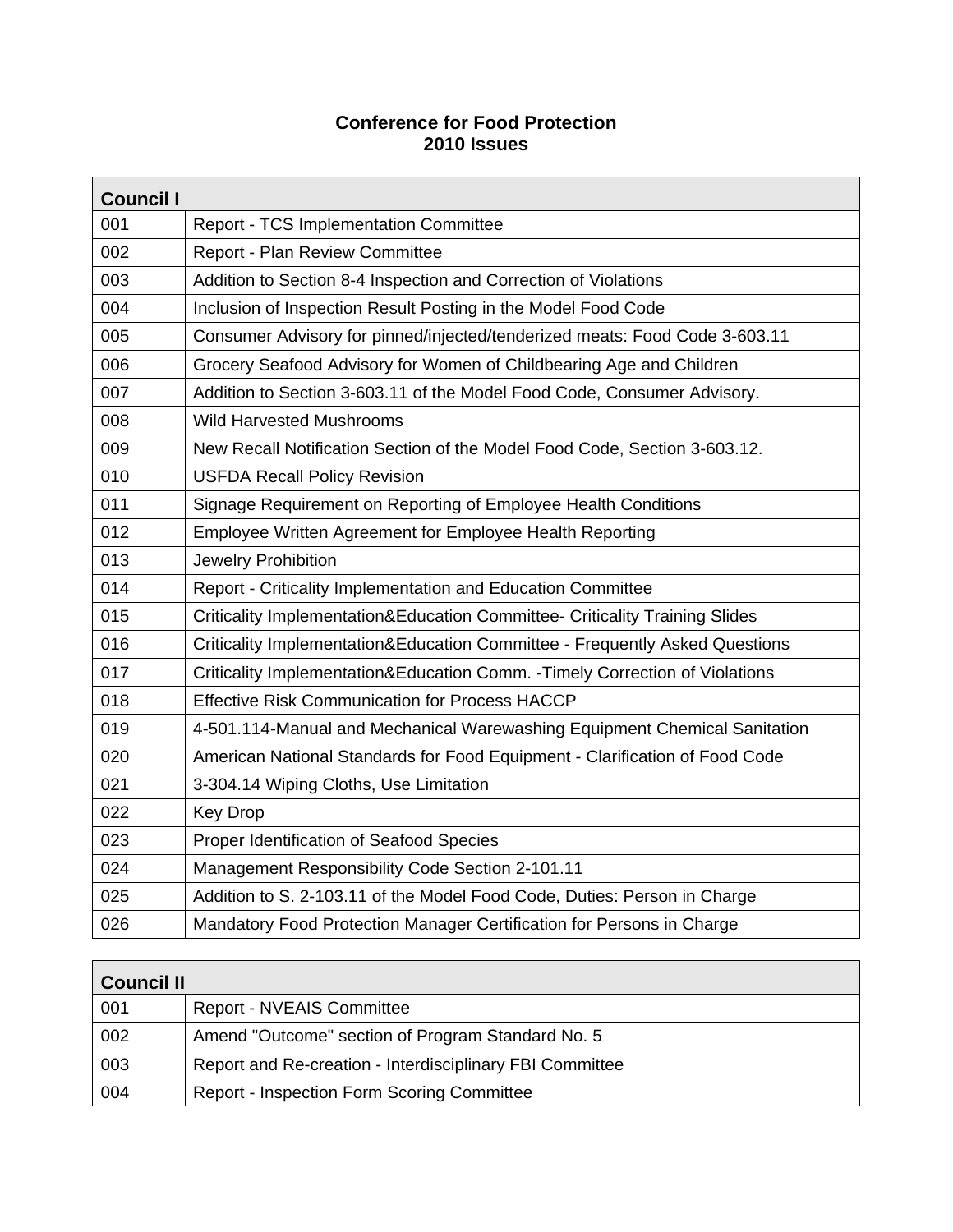# Conference for Food Protection
# 2010 Issues

| Council I | |
|---|---|
| 001 | Report - TCS Implementation Committee |
| 002 | Report - Plan Review Committee |
| 003 | Addition to Section 8-4 Inspection and Correction of Violations |
| 004 | Inclusion of Inspection Result Posting in the Model Food Code |
| 005 | Consumer Advisory for pinned/injected/tenderized meats: Food Code 3-603.11 |
| 006 | Grocery Seafood Advisory for Women of Childbearing Age and Children |
| 007 | Addition to Section 3-603.11 of the Model Food Code, Consumer Advisory. |
| 008 | Wild Harvested Mushrooms |
| 009 | New Recall Notification Section of the Model Food Code, Section 3-603.12. |
| 010 | USFDA Recall Policy Revision |
| 011 | Signage Requirement on Reporting of Employee Health Conditions |
| 012 | Employee Written Agreement for Employee Health Reporting |
| 013 | Jewelry Prohibition |
| 014 | Report - Criticality Implementation and Education Committee |
| 015 | Criticality Implementation&Education Committee- Criticality Training Slides |
| 016 | Criticality Implementation&Education Committee - Frequently Asked Questions |
| 017 | Criticality Implementation&Education Comm. -Timely Correction of Violations |
| 018 | Effective Risk Communication for Process HACCP |
| 019 | 4-501.114-Manual and Mechanical Warewashing Equipment Chemical Sanitation |
| 020 | American National Standards for Food Equipment - Clarification of Food Code |
| 021 | 3-304.14 Wiping Cloths, Use Limitation |
| 022 | Key Drop |
| 023 | Proper Identification of Seafood Species |
| 024 | Management Responsibility Code Section 2-101.11 |
| 025 | Addition to S. 2-103.11 of the Model Food Code, Duties: Person in Charge |
| 026 | Mandatory Food Protection Manager Certification for Persons in Charge |

| Council II | |
|---|---|
| 001 | Report - NVEAIS Committee |
| 002 | Amend "Outcome" section of Program Standard No. 5 |
| 003 | Report and Re-creation - Interdisciplinary FBI Committee |
| 004 | Report - Inspection Form Scoring Committee |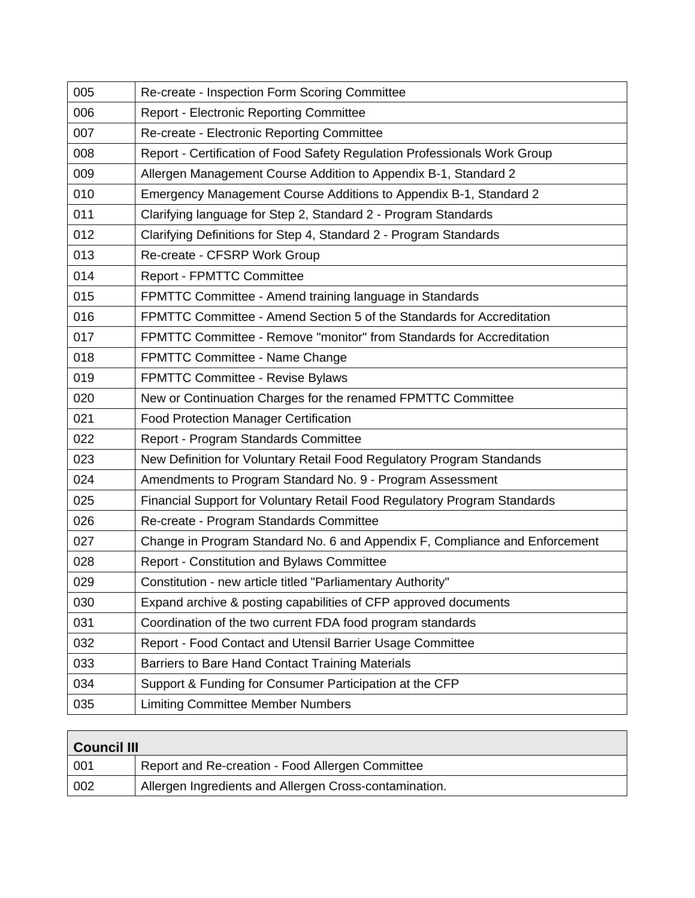| | |
|---|---|
| 005 | Re-create - Inspection Form Scoring Committee |
| 006 | Report - Electronic Reporting Committee |
| 007 | Re-create - Electronic Reporting Committee |
| 008 | Report - Certification of Food Safety Regulation Professionals Work Group |
| 009 | Allergen Management Course Addition to Appendix B-1, Standard 2 |
| 010 | Emergency Management Course Additions to Appendix B-1, Standard 2 |
| 011 | Clarifying language for Step 2, Standard 2 - Program Standards |
| 012 | Clarifying Definitions for Step 4, Standard 2 - Program Standards |
| 013 | Re-create - CFSRP Work Group |
| 014 | Report - FPMTTC Committee |
| 015 | FPMTTC Committee - Amend training language in Standards |
| 016 | FPMTTC Committee - Amend Section 5 of the Standards for Accreditation |
| 017 | FPMTTC Committee - Remove "monitor" from Standards for Accreditation |
| 018 | FPMTTC Committee - Name Change |
| 019 | FPMTTC Committee - Revise Bylaws |
| 020 | New or Continuation Charges for the renamed FPMTTC Committee |
| 021 | Food Protection Manager Certification |
| 022 | Report - Program Standards Committee |
| 023 | New Definition for Voluntary Retail Food Regulatory Program Standands |
| 024 | Amendments to Program Standard No. 9 - Program Assessment |
| 025 | Financial Support for Voluntary Retail Food Regulatory Program Standards |
| 026 | Re-create - Program Standards Committee |
| 027 | Change in Program Standard No. 6 and Appendix F, Compliance and Enforcement |
| 028 | Report - Constitution and Bylaws Committee |
| 029 | Constitution - new article titled "Parliamentary Authority" |
| 030 | Expand archive & posting capabilities of CFP approved documents |
| 031 | Coordination of the two current FDA food program standards |
| 032 | Report - Food Contact and Utensil Barrier Usage Committee |
| 033 | Barriers to Bare Hand Contact Training Materials |
| 034 | Support & Funding for Consumer Participation at the CFP |
| 035 | Limiting Committee Member Numbers |

| **Council III** | |
|---|---|
| 001 | Report and Re-creation - Food Allergen Committee |
| 002 | Allergen Ingredients and Allergen Cross-contamination. |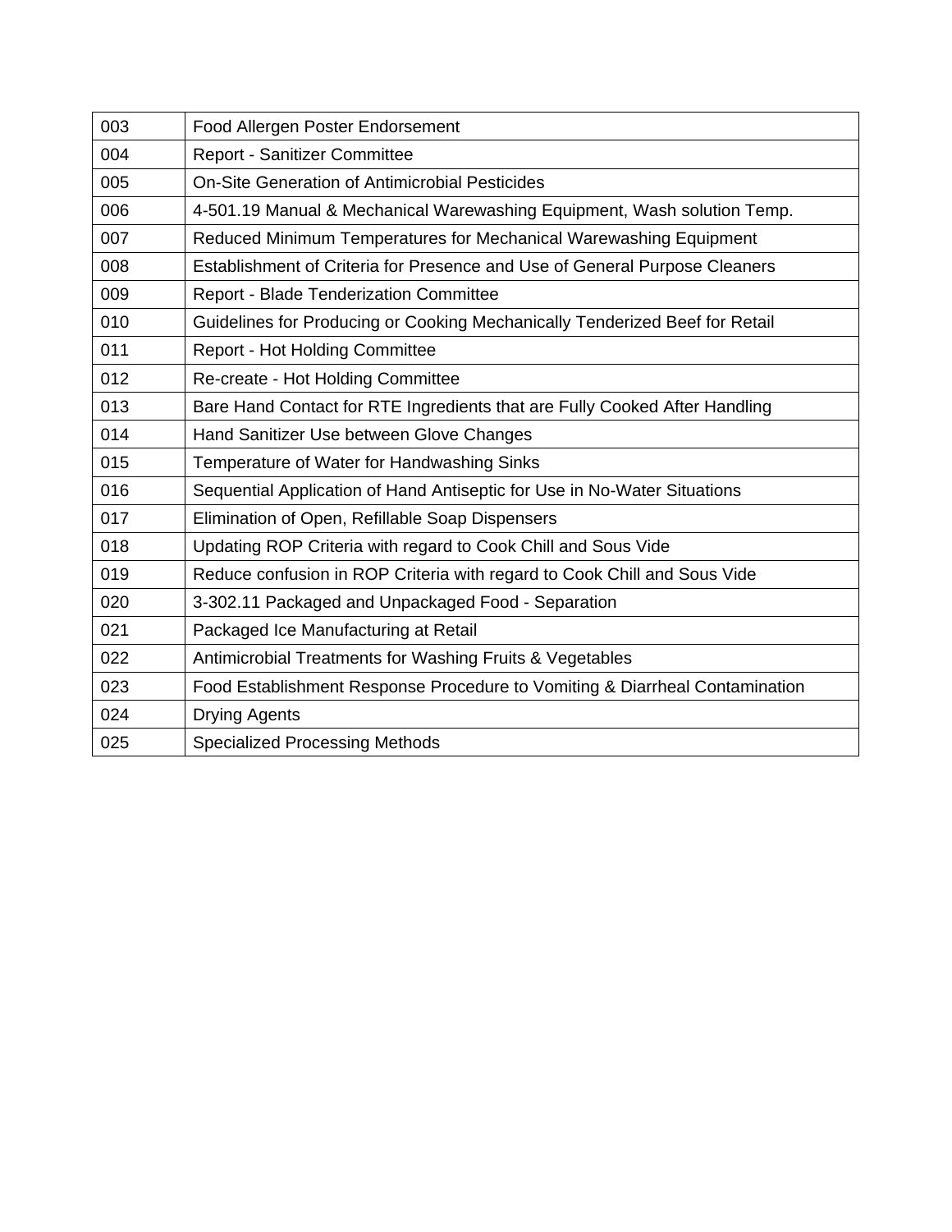| | |
|---|---|
| 003 | Food Allergen Poster Endorsement |
| 004 | Report - Sanitizer Committee |
| 005 | On-Site Generation of Antimicrobial Pesticides |
| 006 | 4-501.19 Manual & Mechanical Warewashing Equipment, Wash solution Temp. |
| 007 | Reduced Minimum Temperatures for Mechanical Warewashing Equipment |
| 008 | Establishment of Criteria for Presence and Use of General Purpose Cleaners |
| 009 | Report - Blade Tenderization Committee |
| 010 | Guidelines for Producing or Cooking Mechanically Tenderized Beef for Retail |
| 011 | Report - Hot Holding Committee |
| 012 | Re-create - Hot Holding Committee |
| 013 | Bare Hand Contact for RTE Ingredients that are Fully Cooked After Handling |
| 014 | Hand Sanitizer Use between Glove Changes |
| 015 | Temperature of Water for Handwashing Sinks |
| 016 | Sequential Application of Hand Antiseptic for Use in No-Water Situations |
| 017 | Elimination of Open, Refillable Soap Dispensers |
| 018 | Updating ROP Criteria with regard to Cook Chill and Sous Vide |
| 019 | Reduce confusion in ROP Criteria with regard to Cook Chill and Sous Vide |
| 020 | 3-302.11 Packaged and Unpackaged Food - Separation |
| 021 | Packaged Ice Manufacturing at Retail |
| 022 | Antimicrobial Treatments for Washing Fruits & Vegetables |
| 023 | Food Establishment Response Procedure to Vomiting & Diarrheal Contamination |
| 024 | Drying Agents |
| 025 | Specialized Processing Methods |